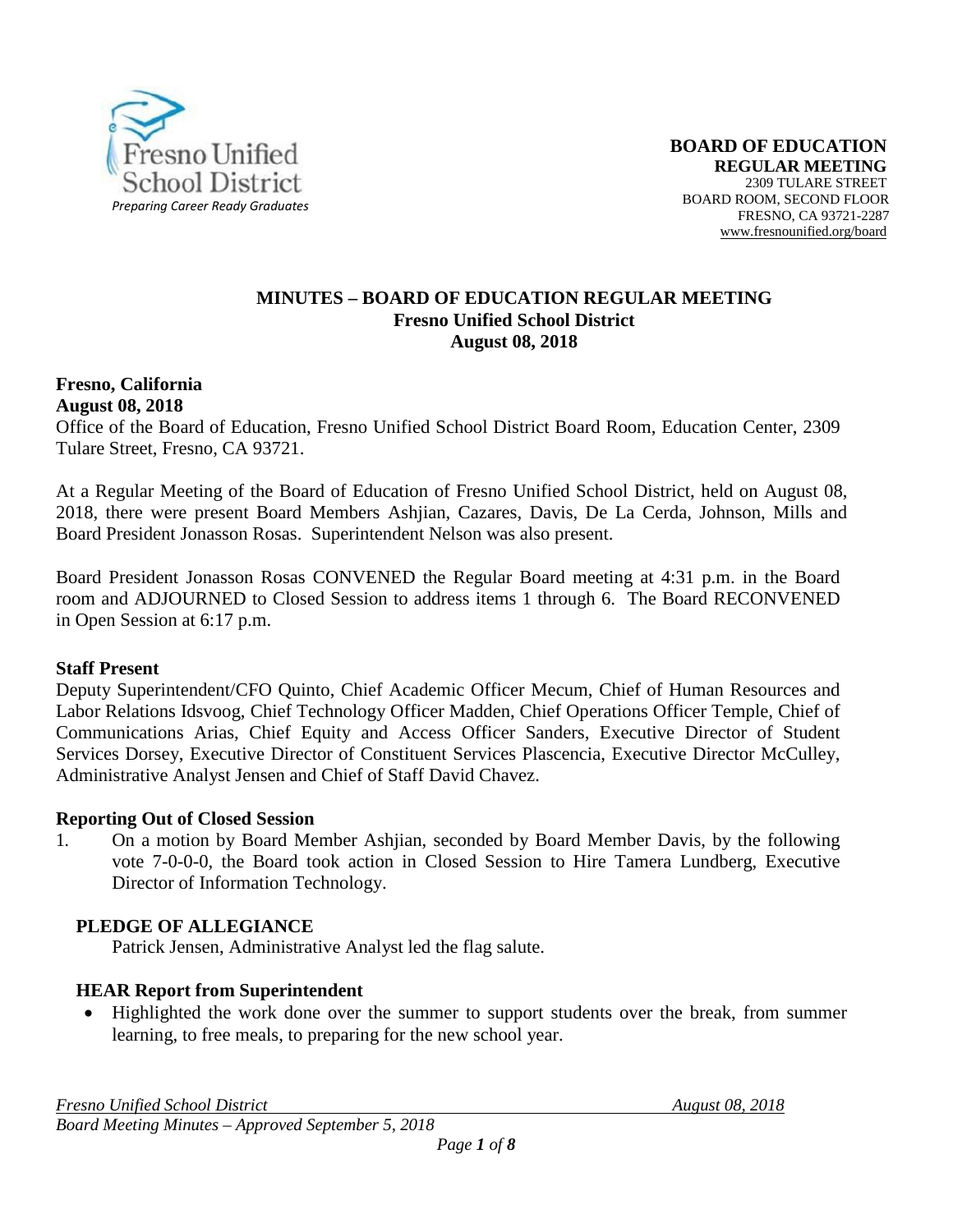Fresno Unified School District

*Preparing Career Ready Graduates*

**BOARD OF EDUCATION**
**REGULAR MEETING**
2309 TULARE STREET
BOARD ROOM, SECOND FLOOR
FRESNO, CA 93721-2287
www.fresnounified.org/board

## MINUTES – BOARD OF EDUCATION REGULAR MEETING
### Fresno Unified School District
### August 08, 2018

**Fresno, California**
**August 08, 2018**
Office of the Board of Education, Fresno Unified School District Board Room, Education Center, 2309 Tulare Street, Fresno, CA 93721.

At a Regular Meeting of the Board of Education of Fresno Unified School District, held on August 08, 2018, there were present Board Members Ashjian, Cazares, Davis, De La Cerda, Johnson, Mills and Board President Jonasson Rosas. Superintendent Nelson was also present.

Board President Jonasson Rosas CONVENED the Regular Board meeting at 4:31 p.m. in the Board room and ADJOURNED to Closed Session to address items 1 through 6. The Board RECONVENED in Open Session at 6:17 p.m.

**Staff Present**
Deputy Superintendent/CFO Quinto, Chief Academic Officer Mecum, Chief of Human Resources and Labor Relations Idsvoog, Chief Technology Officer Madden, Chief Operations Officer Temple, Chief of Communications Arias, Chief Equity and Access Officer Sanders, Executive Director of Student Services Dorsey, Executive Director of Constituent Services Plascencia, Executive Director McCulley, Administrative Analyst Jensen and Chief of Staff David Chavez.

**Reporting Out of Closed Session**

1. On a motion by Board Member Ashjian, seconded by Board Member Davis, by the following vote 7-0-0-0, the Board took action in Closed Session to Hire Tamera Lundberg, Executive Director of Information Technology.

**PLEDGE OF ALLEGIANCE**
Patrick Jensen, Administrative Analyst led the flag salute.

**HEAR Report from Superintendent**

- Highlighted the work done over the summer to support students over the break, from summer learning, to free meals, to preparing for the new school year.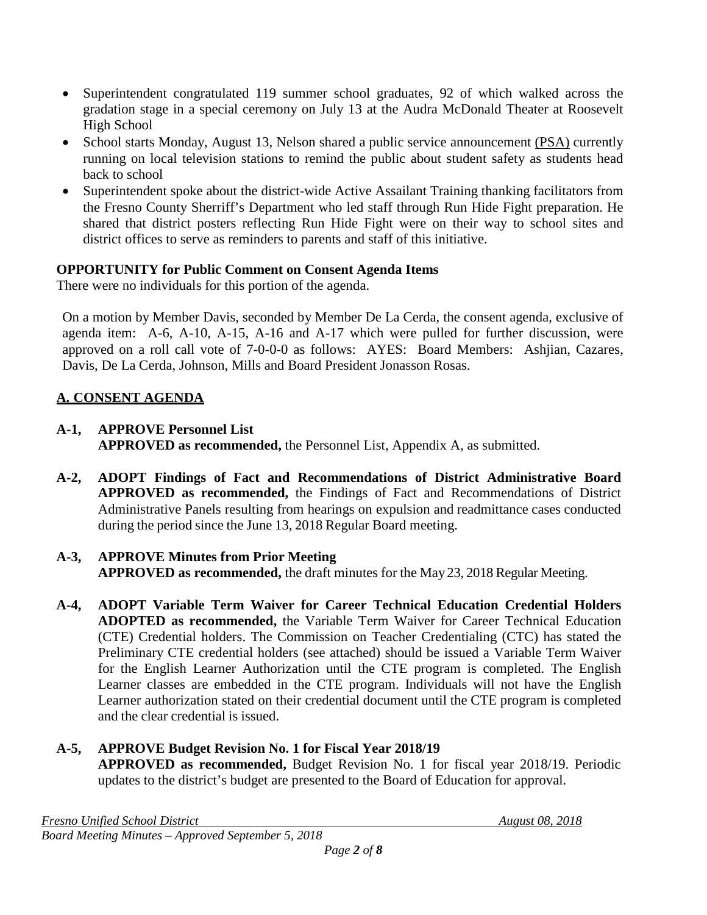- Superintendent congratulated 119 summer school graduates, 92 of which walked across the gradation stage in a special ceremony on July 13 at the Audra McDonald Theater at Roosevelt High School
- School starts Monday, August 13, Nelson shared a public service announcement (PSA) currently running on local television stations to remind the public about student safety as students head back to school
- Superintendent spoke about the district-wide Active Assailant Training thanking facilitators from the Fresno County Sherriff's Department who led staff through Run Hide Fight preparation. He shared that district posters reflecting Run Hide Fight were on their way to school sites and district offices to serve as reminders to parents and staff of this initiative.

**OPPORTUNITY for Public Comment on Consent Agenda Items**

There were no individuals for this portion of the agenda.

On a motion by Member Davis, seconded by Member De La Cerda, the consent agenda, exclusive of agenda item: A-6, A-10, A-15, A-16 and A-17 which were pulled for further discussion, were approved on a roll call vote of 7-0-0-0 as follows: AYES: Board Members: Ashjian, Cazares, Davis, De La Cerda, Johnson, Mills and Board President Jonasson Rosas.

## A. CONSENT AGENDA

**A-1, APPROVE Personnel List**
**APPROVED as recommended,** the Personnel List, Appendix A, as submitted.

**A-2, ADOPT Findings of Fact and Recommendations of District Administrative Board**
**APPROVED as recommended,** the Findings of Fact and Recommendations of District Administrative Panels resulting from hearings on expulsion and readmittance cases conducted during the period since the June 13, 2018 Regular Board meeting.

**A-3, APPROVE Minutes from Prior Meeting**
**APPROVED as recommended,** the draft minutes for the May 23, 2018 Regular Meeting.

**A-4, ADOPT Variable Term Waiver for Career Technical Education Credential Holders**
**ADOPTED as recommended,** the Variable Term Waiver for Career Technical Education (CTE) Credential holders. The Commission on Teacher Credentialing (CTC) has stated the Preliminary CTE credential holders (see attached) should be issued a Variable Term Waiver for the English Learner Authorization until the CTE program is completed. The English Learner classes are embedded in the CTE program. Individuals will not have the English Learner authorization stated on their credential document until the CTE program is completed and the clear credential is issued.

**A-5, APPROVE Budget Revision No. 1 for Fiscal Year 2018/19**
**APPROVED as recommended,** Budget Revision No. 1 for fiscal year 2018/19. Periodic updates to the district's budget are presented to the Board of Education for approval.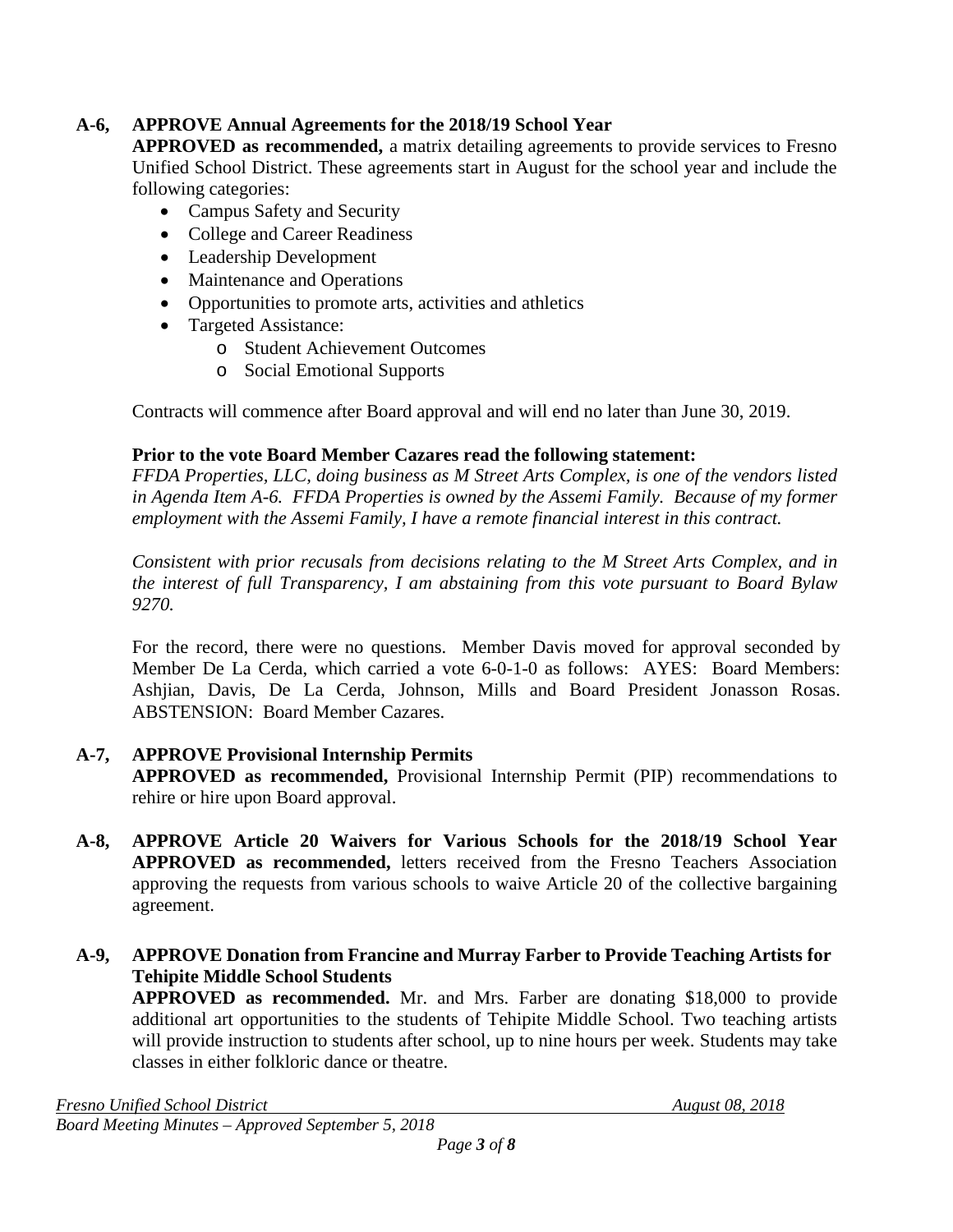**A-6, APPROVE Annual Agreements for the 2018/19 School Year**

**APPROVED as recommended,** a matrix detailing agreements to provide services to Fresno Unified School District. These agreements start in August for the school year and include the following categories:

- Campus Safety and Security
- College and Career Readiness
- Leadership Development
- Maintenance and Operations
- Opportunities to promote arts, activities and athletics
- Targeted Assistance:
  - Student Achievement Outcomes
  - Social Emotional Supports

Contracts will commence after Board approval and will end no later than June 30, 2019.

**Prior to the vote Board Member Cazares read the following statement:**

*FFDA Properties, LLC, doing business as M Street Arts Complex, is one of the vendors listed in Agenda Item A-6. FFDA Properties is owned by the Assemi Family. Because of my former employment with the Assemi Family, I have a remote financial interest in this contract.*

*Consistent with prior recusals from decisions relating to the M Street Arts Complex, and in the interest of full Transparency, I am abstaining from this vote pursuant to Board Bylaw 9270.*

For the record, there were no questions. Member Davis moved for approval seconded by Member De La Cerda, which carried a vote 6-0-1-0 as follows: AYES: Board Members: Ashjian, Davis, De La Cerda, Johnson, Mills and Board President Jonasson Rosas. ABSTENSION: Board Member Cazares.

**A-7, APPROVE Provisional Internship Permits**

**APPROVED as recommended,** Provisional Internship Permit (PIP) recommendations to rehire or hire upon Board approval.

**A-8, APPROVE Article 20 Waivers for Various Schools for the 2018/19 School Year**

**APPROVED as recommended,** letters received from the Fresno Teachers Association approving the requests from various schools to waive Article 20 of the collective bargaining agreement.

**A-9, APPROVE Donation from Francine and Murray Farber to Provide Teaching Artists for Tehipite Middle School Students**

**APPROVED as recommended.** Mr. and Mrs. Farber are donating $18,000 to provide additional art opportunities to the students of Tehipite Middle School. Two teaching artists will provide instruction to students after school, up to nine hours per week. Students may take classes in either folkloric dance or theatre.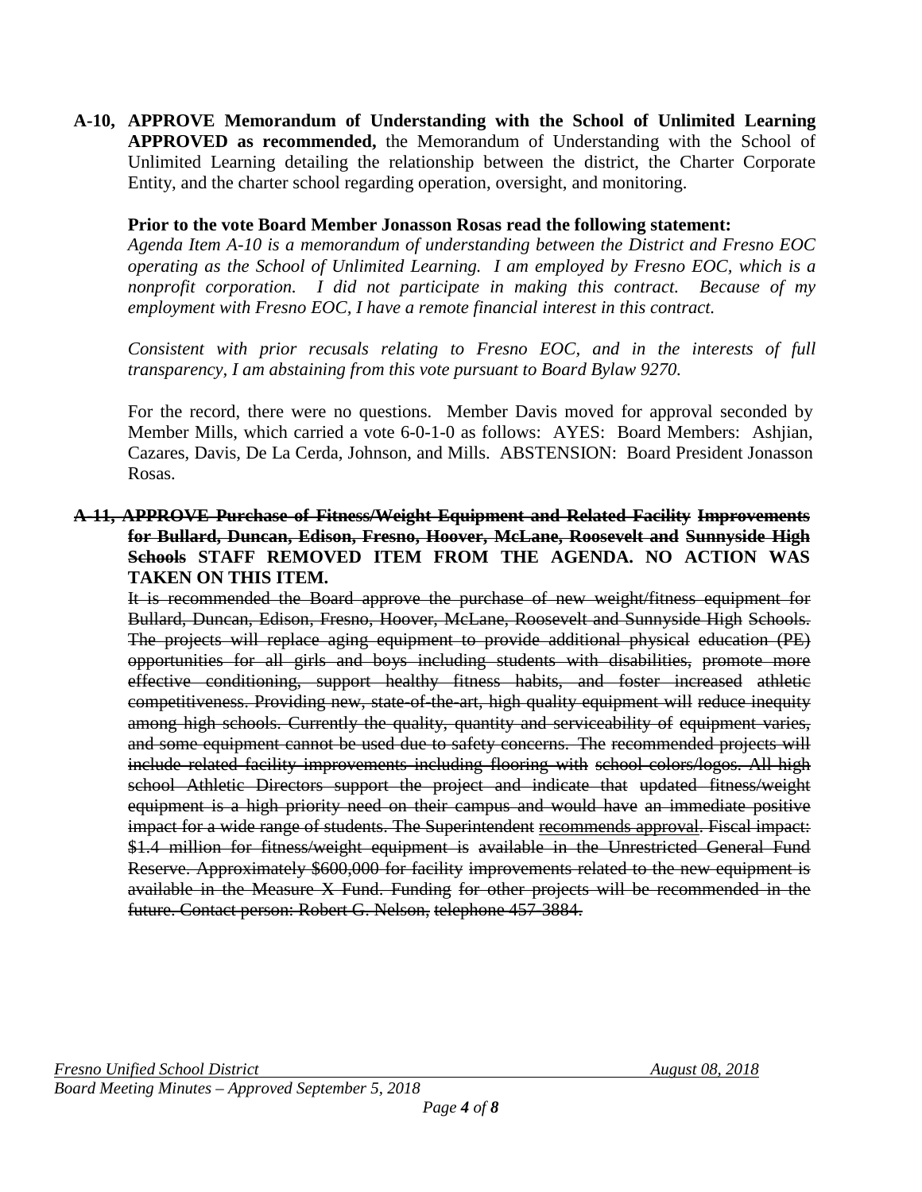**A-10, APPROVE Memorandum of Understanding with the School of Unlimited Learning APPROVED as recommended,** the Memorandum of Understanding with the School of Unlimited Learning detailing the relationship between the district, the Charter Corporate Entity, and the charter school regarding operation, oversight, and monitoring.

**Prior to the vote Board Member Jonasson Rosas read the following statement:**
*Agenda Item A-10 is a memorandum of understanding between the District and Fresno EOC operating as the School of Unlimited Learning. I am employed by Fresno EOC, which is a nonprofit corporation. I did not participate in making this contract. Because of my employment with Fresno EOC, I have a remote financial interest in this contract.*

*Consistent with prior recusals relating to Fresno EOC, and in the interests of full transparency, I am abstaining from this vote pursuant to Board Bylaw 9270.*

For the record, there were no questions. Member Davis moved for approval seconded by Member Mills, which carried a vote 6-0-1-0 as follows: AYES: Board Members: Ashjian, Cazares, Davis, De La Cerda, Johnson, and Mills. ABSTENSION: Board President Jonasson Rosas.

**~~A-11, APPROVE Purchase of Fitness/Weight Equipment and Related Facility Improvements for Bullard, Duncan, Edison, Fresno, Hoover, McLane, Roosevelt and Sunnyside High Schools~~ STAFF REMOVED ITEM FROM THE AGENDA. NO ACTION WAS TAKEN ON THIS ITEM.**

~~It is recommended the Board approve the purchase of new weight/fitness equipment for Bullard, Duncan, Edison, Fresno, Hoover, McLane, Roosevelt and Sunnyside High Schools. The projects will replace aging equipment to provide additional physical education (PE) opportunities for all girls and boys including students with disabilities, promote more effective conditioning, support healthy fitness habits, and foster increased athletic competitiveness. Providing new, state-of-the-art, high quality equipment will reduce inequity among high schools. Currently the quality, quantity and serviceability of equipment varies, and some equipment cannot be used due to safety concerns. The recommended projects will include related facility improvements including flooring with school colors/logos. All high school Athletic Directors support the project and indicate that updated fitness/weight equipment is a high priority need on their campus and would have an immediate positive impact for a wide range of students. The Superintendent recommends approval. Fiscal impact: $1.4 million for fitness/weight equipment is available in the Unrestricted General Fund Reserve. Approximately $600,000 for facility improvements related to the new equipment is available in the Measure X Fund. Funding for other projects will be recommended in the future. Contact person: Robert G. Nelson, telephone 457-3884.~~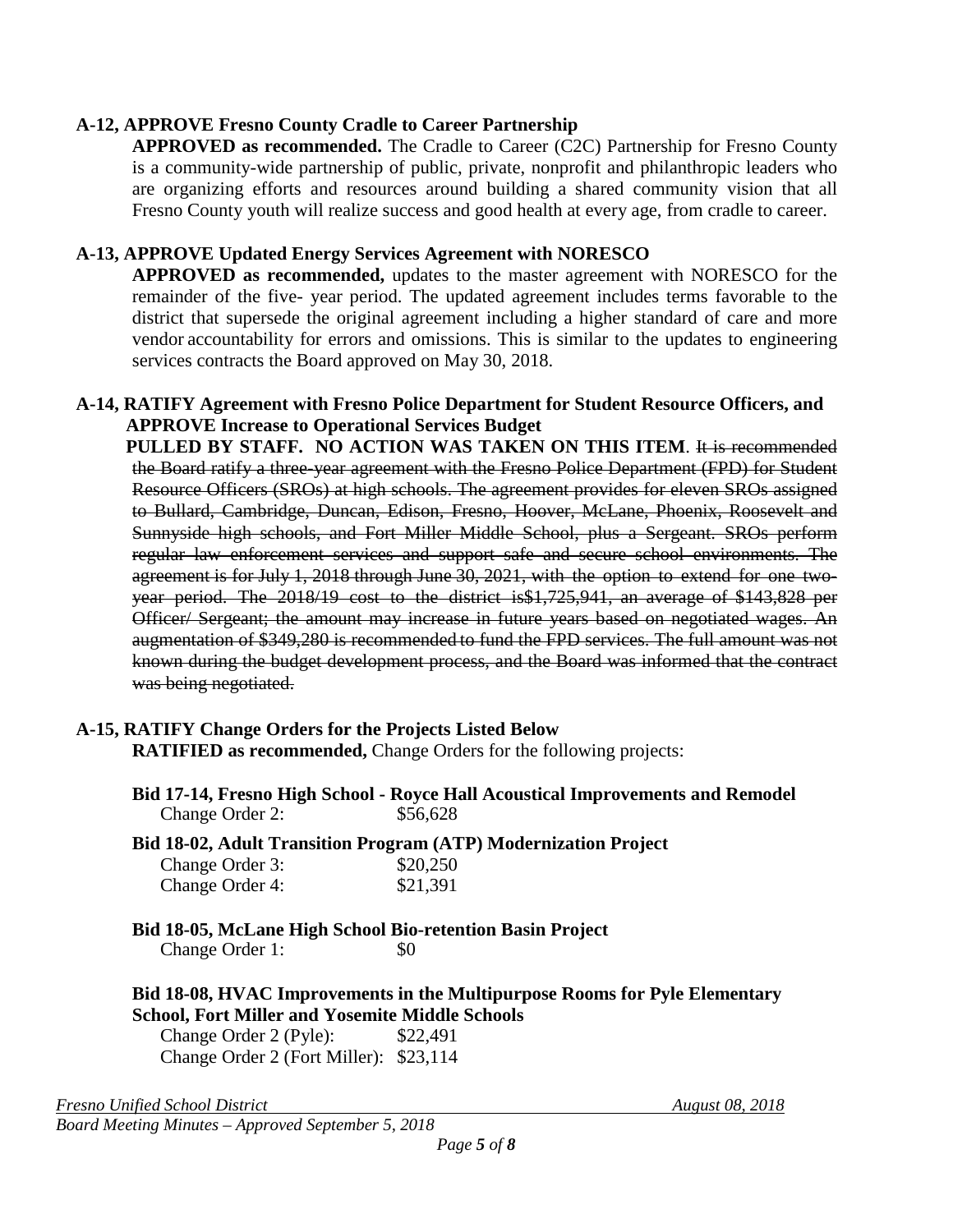**A-12, APPROVE Fresno County Cradle to Career Partnership**

**APPROVED as recommended.** The Cradle to Career (C2C) Partnership for Fresno County is a community-wide partnership of public, private, nonprofit and philanthropic leaders who are organizing efforts and resources around building a shared community vision that all Fresno County youth will realize success and good health at every age, from cradle to career.

**A-13, APPROVE Updated Energy Services Agreement with NORESCO**

**APPROVED as recommended,** updates to the master agreement with NORESCO for the remainder of the five- year period. The updated agreement includes terms favorable to the district that supersede the original agreement including a higher standard of care and more vendor accountability for errors and omissions. This is similar to the updates to engineering services contracts the Board approved on May 30, 2018.

**A-14, RATIFY Agreement with Fresno Police Department for Student Resource Officers, and APPROVE Increase to Operational Services Budget**

**PULLED BY STAFF. NO ACTION WAS TAKEN ON THIS ITEM**. ~~It is recommended the Board ratify a three-year agreement with the Fresno Police Department (FPD) for Student Resource Officers (SROs) at high schools. The agreement provides for eleven SROs assigned to Bullard, Cambridge, Duncan, Edison, Fresno, Hoover, McLane, Phoenix, Roosevelt and Sunnyside high schools, and Fort Miller Middle School, plus a Sergeant. SROs perform regular law enforcement services and support safe and secure school environments. The agreement is for July 1, 2018 through June 30, 2021, with the option to extend for one two-year period. The 2018/19 cost to the district is$1,725,941, an average of $143,828 per Officer/ Sergeant; the amount may increase in future years based on negotiated wages. An augmentation of $349,280 is recommended to fund the FPD services. The full amount was not known during the budget development process, and the Board was informed that the contract was being negotiated.~~

**A-15, RATIFY Change Orders for the Projects Listed Below**

**RATIFIED as recommended,** Change Orders for the following projects:

**Bid 17-14, Fresno High School - Royce Hall Acoustical Improvements and Remodel**

Change Order 2: $56,628

**Bid 18-02, Adult Transition Program (ATP) Modernization Project**

Change Order 3: $20,250
Change Order 4: $21,391

**Bid 18-05, McLane High School Bio-retention Basin Project**

Change Order 1: $0

**Bid 18-08, HVAC Improvements in the Multipurpose Rooms for Pyle Elementary School, Fort Miller and Yosemite Middle Schools**

Change Order 2 (Pyle): $22,491
Change Order 2 (Fort Miller): $23,114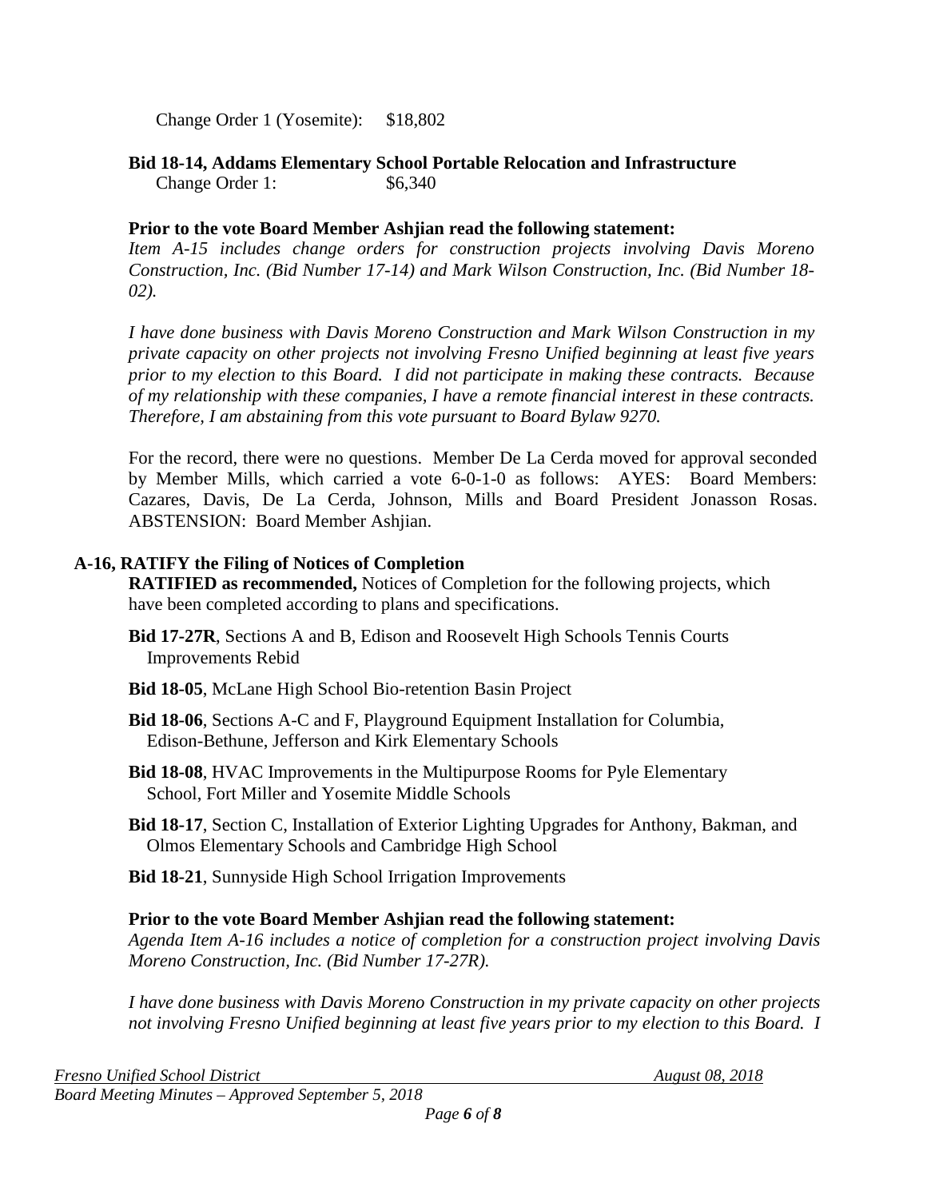Change Order 1 (Yosemite): $18,802

**Bid 18-14, Addams Elementary School Portable Relocation and Infrastructure**
Change Order 1: $6,340

**Prior to the vote Board Member Ashjian read the following statement:**
*Item A-15 includes change orders for construction projects involving Davis Moreno Construction, Inc. (Bid Number 17-14) and Mark Wilson Construction, Inc. (Bid Number 18-02).*

*I have done business with Davis Moreno Construction and Mark Wilson Construction in my private capacity on other projects not involving Fresno Unified beginning at least five years prior to my election to this Board. I did not participate in making these contracts. Because of my relationship with these companies, I have a remote financial interest in these contracts. Therefore, I am abstaining from this vote pursuant to Board Bylaw 9270.*

For the record, there were no questions. Member De La Cerda moved for approval seconded by Member Mills, which carried a vote 6-0-1-0 as follows: AYES: Board Members: Cazares, Davis, De La Cerda, Johnson, Mills and Board President Jonasson Rosas. ABSTENSION: Board Member Ashjian.

**A-16, RATIFY the Filing of Notices of Completion**

**RATIFIED as recommended,** Notices of Completion for the following projects, which have been completed according to plans and specifications.

**Bid 17-27R**, Sections A and B, Edison and Roosevelt High Schools Tennis Courts Improvements Rebid

**Bid 18-05**, McLane High School Bio-retention Basin Project

**Bid 18-06**, Sections A-C and F, Playground Equipment Installation for Columbia, Edison-Bethune, Jefferson and Kirk Elementary Schools

**Bid 18-08**, HVAC Improvements in the Multipurpose Rooms for Pyle Elementary School, Fort Miller and Yosemite Middle Schools

**Bid 18-17**, Section C, Installation of Exterior Lighting Upgrades for Anthony, Bakman, and Olmos Elementary Schools and Cambridge High School

**Bid 18-21**, Sunnyside High School Irrigation Improvements

**Prior to the vote Board Member Ashjian read the following statement:**
*Agenda Item A-16 includes a notice of completion for a construction project involving Davis Moreno Construction, Inc. (Bid Number 17-27R).*

*I have done business with Davis Moreno Construction in my private capacity on other projects not involving Fresno Unified beginning at least five years prior to my election to this Board. I*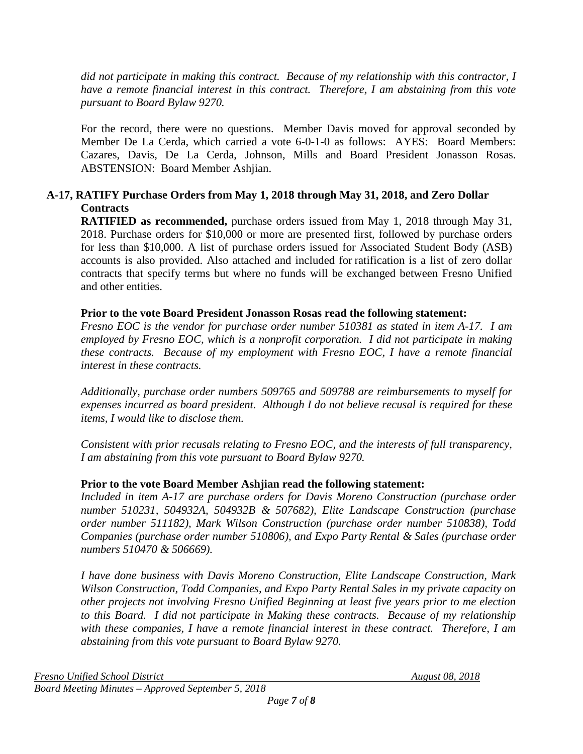*did not participate in making this contract. Because of my relationship with this contractor, I have a remote financial interest in this contract. Therefore, I am abstaining from this vote pursuant to Board Bylaw 9270.*

For the record, there were no questions. Member Davis moved for approval seconded by Member De La Cerda, which carried a vote 6-0-1-0 as follows: AYES: Board Members: Cazares, Davis, De La Cerda, Johnson, Mills and Board President Jonasson Rosas. ABSTENSION: Board Member Ashjian.

**A-17, RATIFY Purchase Orders from May 1, 2018 through May 31, 2018, and Zero Dollar Contracts**

**RATIFIED as recommended,** purchase orders issued from May 1, 2018 through May 31, 2018. Purchase orders for $10,000 or more are presented first, followed by purchase orders for less than $10,000. A list of purchase orders issued for Associated Student Body (ASB) accounts is also provided. Also attached and included for ratification is a list of zero dollar contracts that specify terms but where no funds will be exchanged between Fresno Unified and other entities.

**Prior to the vote Board President Jonasson Rosas read the following statement:**

*Fresno EOC is the vendor for purchase order number 510381 as stated in item A-17. I am employed by Fresno EOC, which is a nonprofit corporation. I did not participate in making these contracts. Because of my employment with Fresno EOC, I have a remote financial interest in these contracts.*

*Additionally, purchase order numbers 509765 and 509788 are reimbursements to myself for expenses incurred as board president. Although I do not believe recusal is required for these items, I would like to disclose them.*

*Consistent with prior recusals relating to Fresno EOC, and the interests of full transparency, I am abstaining from this vote pursuant to Board Bylaw 9270.*

**Prior to the vote Board Member Ashjian read the following statement:**

*Included in item A-17 are purchase orders for Davis Moreno Construction (purchase order number 510231, 504932A, 504932B & 507682), Elite Landscape Construction (purchase order number 511182), Mark Wilson Construction (purchase order number 510838), Todd Companies (purchase order number 510806), and Expo Party Rental & Sales (purchase order numbers 510470 & 506669).*

*I have done business with Davis Moreno Construction, Elite Landscape Construction, Mark Wilson Construction, Todd Companies, and Expo Party Rental Sales in my private capacity on other projects not involving Fresno Unified Beginning at least five years prior to me election to this Board. I did not participate in Making these contracts. Because of my relationship with these companies, I have a remote financial interest in these contract. Therefore, I am abstaining from this vote pursuant to Board Bylaw 9270.*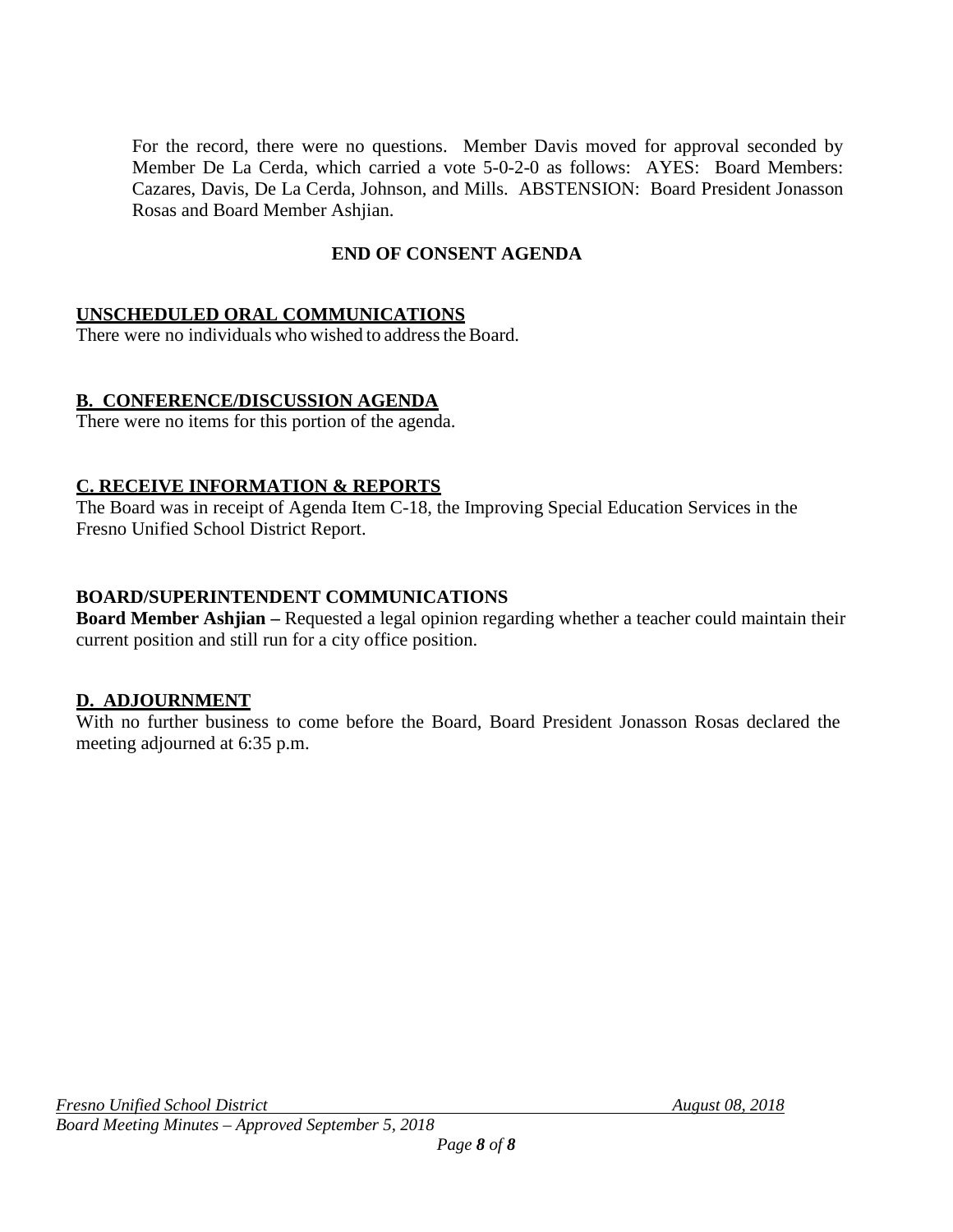For the record, there were no questions. Member Davis moved for approval seconded by Member De La Cerda, which carried a vote 5-0-2-0 as follows: AYES: Board Members: Cazares, Davis, De La Cerda, Johnson, and Mills. ABSTENSION: Board President Jonasson Rosas and Board Member Ashjian.

**END OF CONSENT AGENDA**

## UNSCHEDULED ORAL COMMUNICATIONS

There were no individuals who wished to address the Board.

## B. CONFERENCE/DISCUSSION AGENDA

There were no items for this portion of the agenda.

## C. RECEIVE INFORMATION & REPORTS

The Board was in receipt of Agenda Item C-18, the Improving Special Education Services in the Fresno Unified School District Report.

## BOARD/SUPERINTENDENT COMMUNICATIONS

**Board Member Ashjian –** Requested a legal opinion regarding whether a teacher could maintain their current position and still run for a city office position.

## D. ADJOURNMENT

With no further business to come before the Board, Board President Jonasson Rosas declared the meeting adjourned at 6:35 p.m.